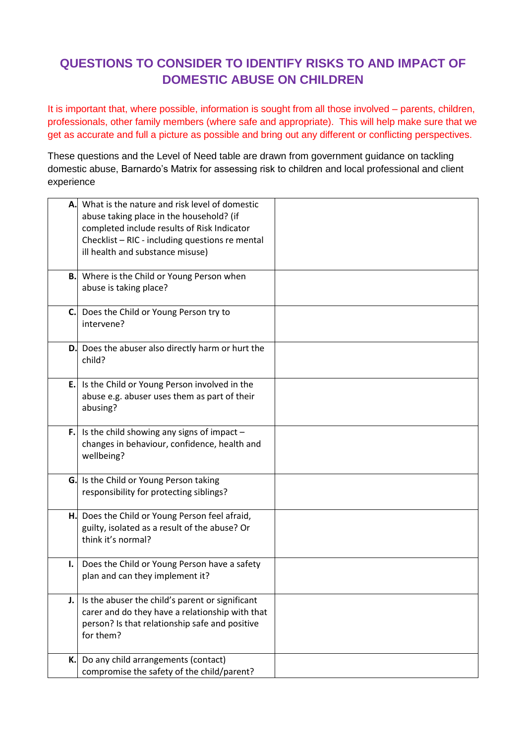# QUESTIONS TO CONSIDER TO IDENTIFY RISKS TO AND IMPACT OF DOMESTIC ABUSE ON CHILDREN

It is important that, where possible, information is sought from all those involved – parents, children, professionals, other family members (where safe and appropriate). This will help make sure that we get as accurate and full a picture as possible and bring out any different or conflicting perspectives.

These questions and the Level of Need table are drawn from government guidance on tackling domestic abuse, Barnardo's Matrix for assessing risk to children and local professional and client experience

| | | |
|---|---|---|
| **A.** | What is the nature and risk level of domestic abuse taking place in the household? (if completed include results of Risk Indicator Checklist – RIC - including questions re mental ill health and substance misuse) | |
| **B.** | Where is the Child or Young Person when abuse is taking place? | |
| **C.** | Does the Child or Young Person try to intervene? | |
| **D.** | Does the abuser also directly harm or hurt the child? | |
| **E.** | Is the Child or Young Person involved in the abuse e.g. abuser uses them as part of their abusing? | |
| **F.** | Is the child showing any signs of impact – changes in behaviour, confidence, health and wellbeing? | |
| **G.** | Is the Child or Young Person taking responsibility for protecting siblings? | |
| **H.** | Does the Child or Young Person feel afraid, guilty, isolated as a result of the abuse? Or think it's normal? | |
| **I.** | Does the Child or Young Person have a safety plan and can they implement it? | |
| **J.** | Is the abuser the child's parent or significant carer and do they have a relationship with that person? Is that relationship safe and positive for them? | |
| **K.** | Do any child arrangements (contact) compromise the safety of the child/parent? | |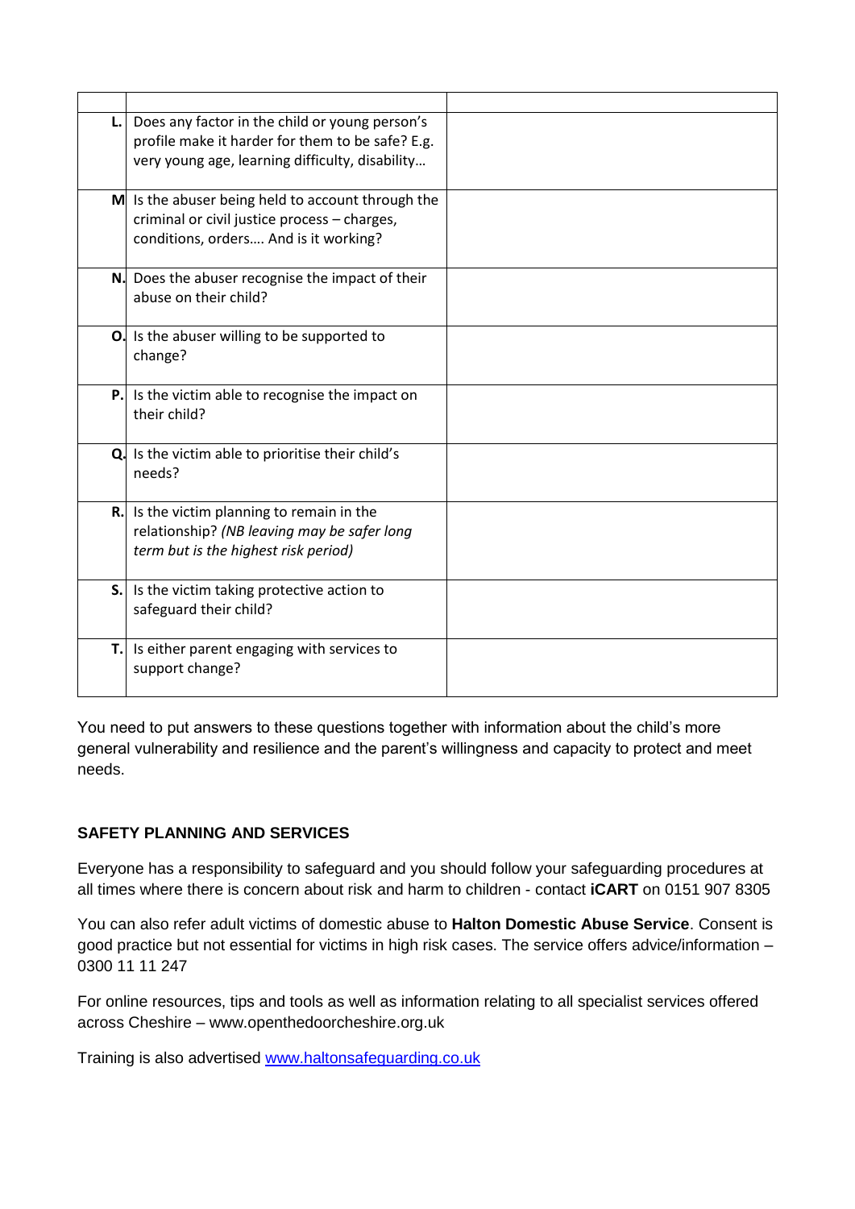| | | |
|---|---|---|
| **L.** | Does any factor in the child or young person's profile make it harder for them to be safe? E.g. very young age, learning difficulty, disability… | |
| **M** | Is the abuser being held to account through the criminal or civil justice process – charges, conditions, orders…. And is it working? | |
| **N.** | Does the abuser recognise the impact of their abuse on their child? | |
| **O.** | Is the abuser willing to be supported to change? | |
| **P.** | Is the victim able to recognise the impact on their child? | |
| **Q.** | Is the victim able to prioritise their child's needs? | |
| **R.** | Is the victim planning to remain in the relationship? *(NB leaving may be safer long term but is the highest risk period)* | |
| **S.** | Is the victim taking protective action to safeguard their child? | |
| **T.** | Is either parent engaging with services to support change? | |

You need to put answers to these questions together with information about the child's more general vulnerability and resilience and the parent's willingness and capacity to protect and meet needs.

## SAFETY PLANNING AND SERVICES

Everyone has a responsibility to safeguard and you should follow your safeguarding procedures at all times where there is concern about risk and harm to children - contact **iCART** on 0151 907 8305

You can also refer adult victims of domestic abuse to **Halton Domestic Abuse Service**. Consent is good practice but not essential for victims in high risk cases. The service offers advice/information – 0300 11 11 247

For online resources, tips and tools as well as information relating to all specialist services offered across Cheshire – www.openthedoorcheshire.org.uk

Training is also advertised [www.haltonsafeguarding.co.uk](www.haltonsafeguarding.co.uk)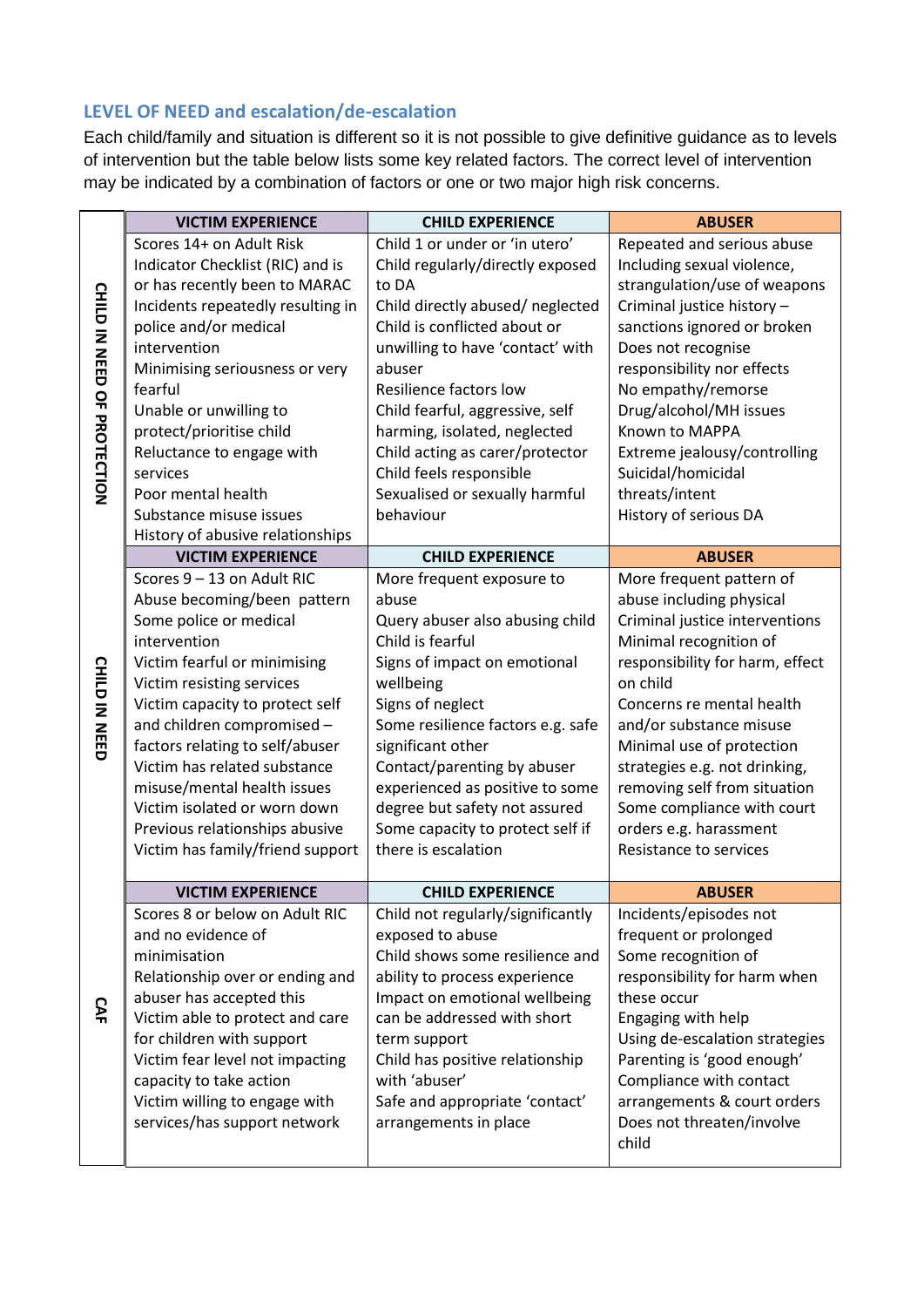## LEVEL OF NEED and escalation/de-escalation

Each child/family and situation is different so it is not possible to give definitive guidance as to levels of intervention but the table below lists some key related factors. The correct level of intervention may be indicated by a combination of factors or one or two major high risk concerns.

| | VICTIM EXPERIENCE | CHILD EXPERIENCE | ABUSER |
|---|---|---|---|
| **CHILD IN NEED OF PROTECTION** | Scores 14+ on Adult Risk Indicator Checklist (RIC) and is or has recently been to MARAC<br>Incidents repeatedly resulting in police and/or medical intervention<br>Minimising seriousness or very fearful<br>Unable or unwilling to protect/prioritise child<br>Reluctance to engage with services<br>Poor mental health<br>Substance misuse issues<br>History of abusive relationships | Child 1 or under or 'in utero'<br>Child regularly/directly exposed to DA<br>Child directly abused/ neglected<br>Child is conflicted about or unwilling to have 'contact' with abuser<br>Resilience factors low<br>Child fearful, aggressive, self harming, isolated, neglected<br>Child acting as carer/protector<br>Child feels responsible<br>Sexualised or sexually harmful behaviour | Repeated and serious abuse Including sexual violence, strangulation/use of weapons<br>Criminal justice history – sanctions ignored or broken<br>Does not recognise responsibility nor effects<br>No empathy/remorse<br>Drug/alcohol/MH issues<br>Known to MAPPA<br>Extreme jealousy/controlling<br>Suicidal/homicidal threats/intent<br>History of serious DA |
| | **VICTIM EXPERIENCE** | **CHILD EXPERIENCE** | **ABUSER** |
| **CHILD IN NEED** | Scores 9 – 13 on Adult RIC<br>Abuse becoming/been pattern<br>Some police or medical intervention<br>Victim fearful or minimising<br>Victim resisting services<br>Victim capacity to protect self and children compromised – factors relating to self/abuser<br>Victim has related substance misuse/mental health issues<br>Victim isolated or worn down<br>Previous relationships abusive<br>Victim has family/friend support | More frequent exposure to abuse<br>Query abuser also abusing child<br>Child is fearful<br>Signs of impact on emotional wellbeing<br>Signs of neglect<br>Some resilience factors e.g. safe significant other<br>Contact/parenting by abuser experienced as positive to some degree but safety not assured<br>Some capacity to protect self if there is escalation | More frequent pattern of abuse including physical<br>Criminal justice interventions<br>Minimal recognition of responsibility for harm, effect on child<br>Concerns re mental health and/or substance misuse<br>Minimal use of protection strategies e.g. not drinking, removing self from situation<br>Some compliance with court orders e.g. harassment<br>Resistance to services |
| | **VICTIM EXPERIENCE** | **CHILD EXPERIENCE** | **ABUSER** |
| **CAF** | Scores 8 or below on Adult RIC and no evidence of minimisation<br>Relationship over or ending and abuser has accepted this<br>Victim able to protect and care for children with support<br>Victim fear level not impacting capacity to take action<br>Victim willing to engage with services/has support network | Child not regularly/significantly exposed to abuse<br>Child shows some resilience and ability to process experience<br>Impact on emotional wellbeing can be addressed with short term support<br>Child has positive relationship with 'abuser'<br>Safe and appropriate 'contact' arrangements in place | Incidents/episodes not frequent or prolonged<br>Some recognition of responsibility for harm when these occur<br>Engaging with help<br>Using de-escalation strategies<br>Parenting is 'good enough'<br>Compliance with contact arrangements & court orders<br>Does not threaten/involve child |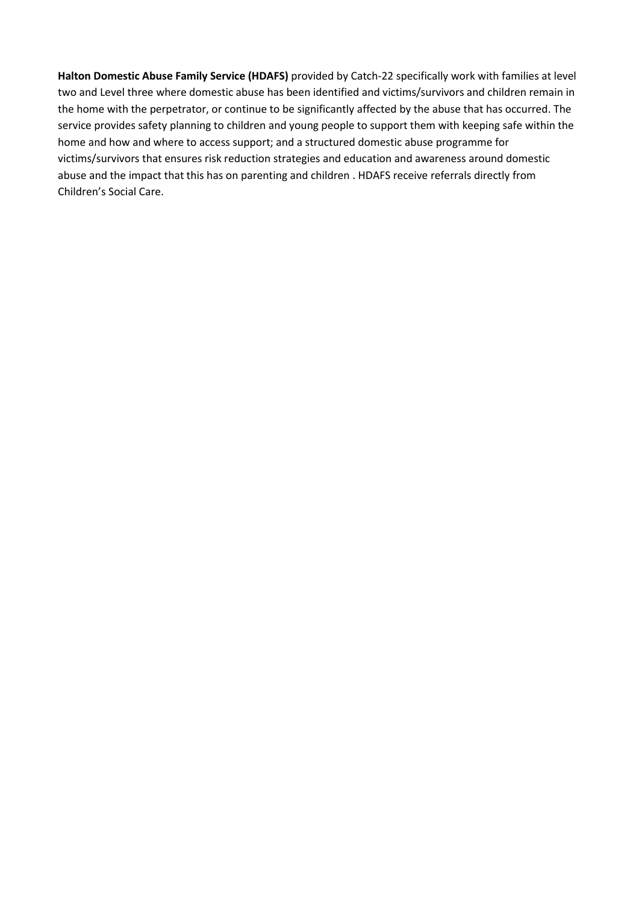**Halton Domestic Abuse Family Service (HDAFS)** provided by Catch-22 specifically work with families at level two and Level three where domestic abuse has been identified and victims/survivors and children remain in the home with the perpetrator, or continue to be significantly affected by the abuse that has occurred. The service provides safety planning to children and young people to support them with keeping safe within the home and how and where to access support; and a structured domestic abuse programme for victims/survivors that ensures risk reduction strategies and education and awareness around domestic abuse and the impact that this has on parenting and children . HDAFS receive referrals directly from Children's Social Care.